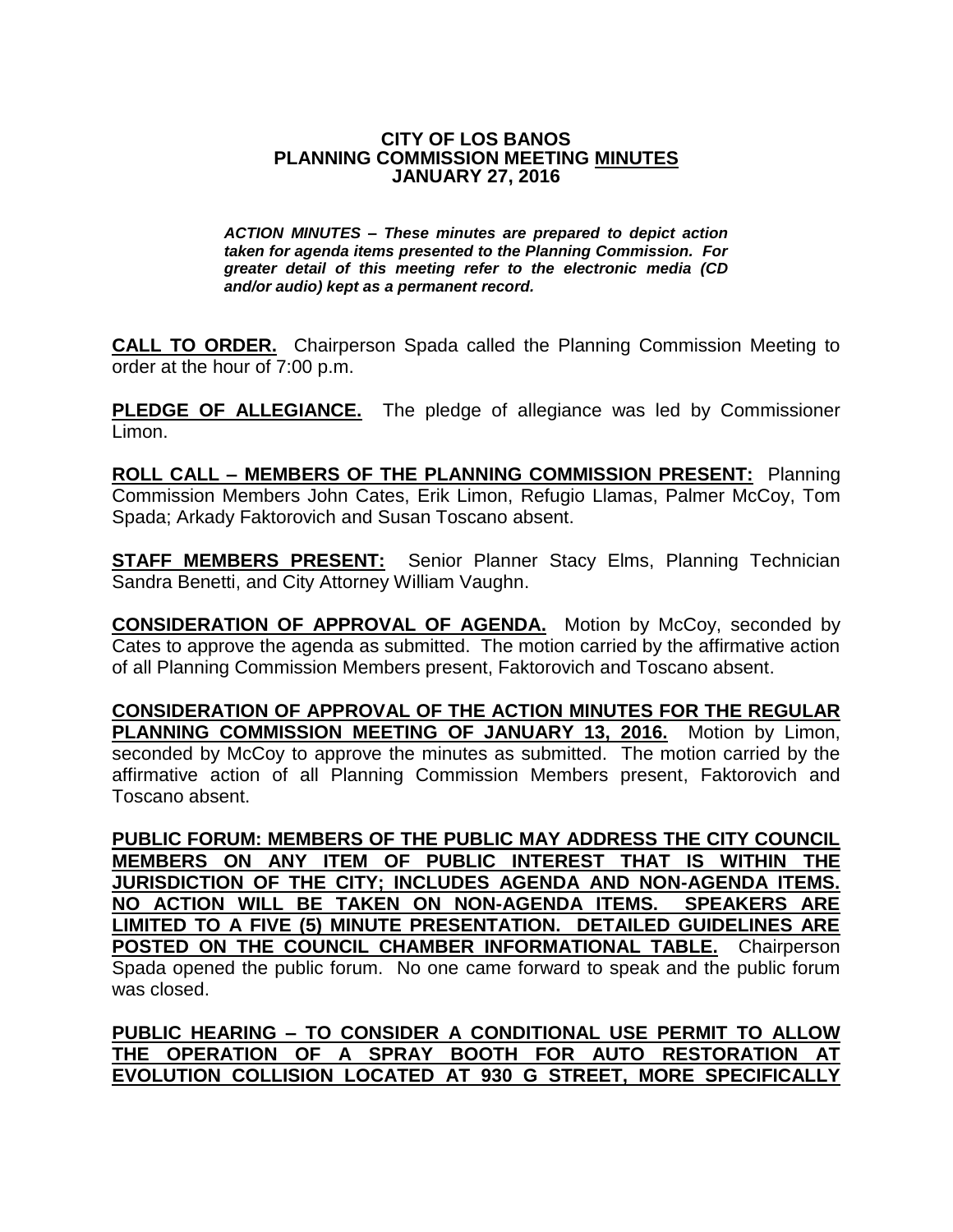**CITY OF LOS BANOS**
**PLANNING COMMISSION MEETING MINUTES**
**JANUARY 27, 2016**

***ACTION MINUTES – These minutes are prepared to depict action taken for agenda items presented to the Planning Commission. For greater detail of this meeting refer to the electronic media (CD and/or audio) kept as a permanent record.***

**CALL TO ORDER.** Chairperson Spada called the Planning Commission Meeting to order at the hour of 7:00 p.m.

**PLEDGE OF ALLEGIANCE.** The pledge of allegiance was led by Commissioner Limon.

**ROLL CALL – MEMBERS OF THE PLANNING COMMISSION PRESENT:** Planning Commission Members John Cates, Erik Limon, Refugio Llamas, Palmer McCoy, Tom Spada; Arkady Faktorovich and Susan Toscano absent.

**STAFF MEMBERS PRESENT:** Senior Planner Stacy Elms, Planning Technician Sandra Benetti, and City Attorney William Vaughn.

**CONSIDERATION OF APPROVAL OF AGENDA.** Motion by McCoy, seconded by Cates to approve the agenda as submitted. The motion carried by the affirmative action of all Planning Commission Members present, Faktorovich and Toscano absent.

**CONSIDERATION OF APPROVAL OF THE ACTION MINUTES FOR THE REGULAR PLANNING COMMISSION MEETING OF JANUARY 13, 2016.** Motion by Limon, seconded by McCoy to approve the minutes as submitted. The motion carried by the affirmative action of all Planning Commission Members present, Faktorovich and Toscano absent.

**PUBLIC FORUM: MEMBERS OF THE PUBLIC MAY ADDRESS THE CITY COUNCIL MEMBERS ON ANY ITEM OF PUBLIC INTEREST THAT IS WITHIN THE JURISDICTION OF THE CITY; INCLUDES AGENDA AND NON-AGENDA ITEMS. NO ACTION WILL BE TAKEN ON NON-AGENDA ITEMS. SPEAKERS ARE LIMITED TO A FIVE (5) MINUTE PRESENTATION. DETAILED GUIDELINES ARE POSTED ON THE COUNCIL CHAMBER INFORMATIONAL TABLE.** Chairperson Spada opened the public forum. No one came forward to speak and the public forum was closed.

**PUBLIC HEARING – TO CONSIDER A CONDITIONAL USE PERMIT TO ALLOW THE OPERATION OF A SPRAY BOOTH FOR AUTO RESTORATION AT EVOLUTION COLLISION LOCATED AT 930 G STREET, MORE SPECIFICALLY**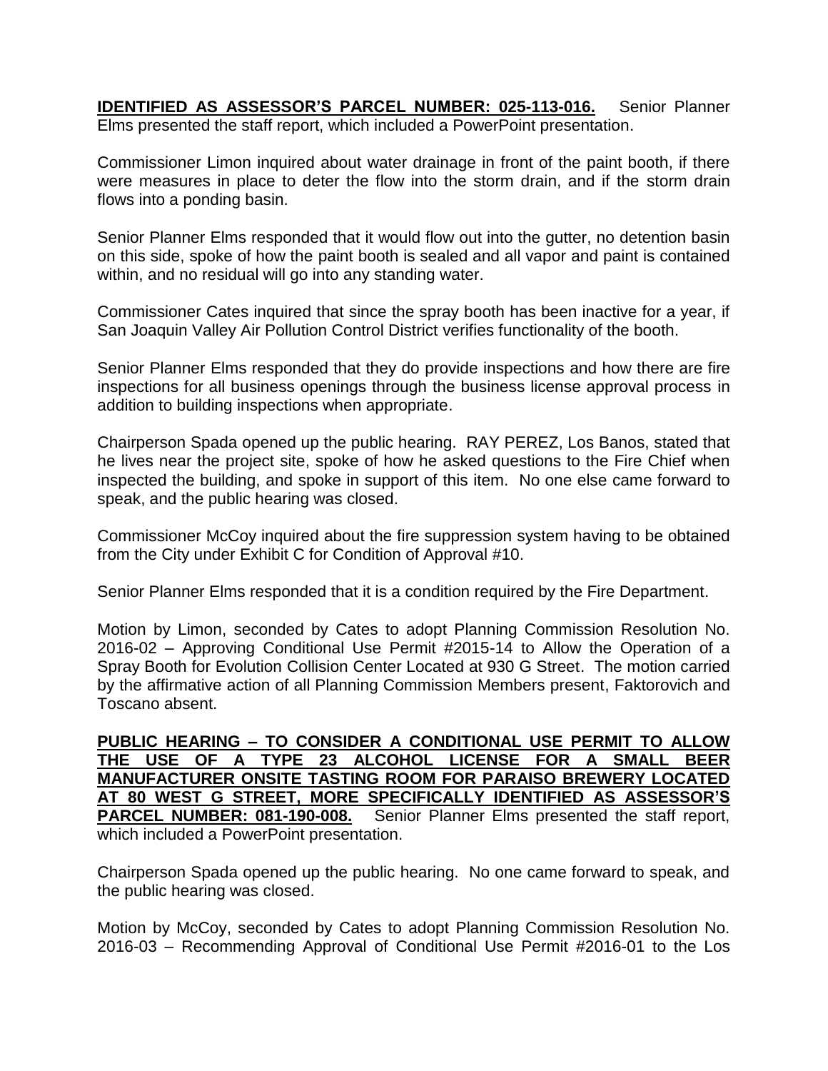**IDENTIFIED AS ASSESSOR'S PARCEL NUMBER: 025-113-016.** Senior Planner Elms presented the staff report, which included a PowerPoint presentation.

Commissioner Limon inquired about water drainage in front of the paint booth, if there were measures in place to deter the flow into the storm drain, and if the storm drain flows into a ponding basin.

Senior Planner Elms responded that it would flow out into the gutter, no detention basin on this side, spoke of how the paint booth is sealed and all vapor and paint is contained within, and no residual will go into any standing water.

Commissioner Cates inquired that since the spray booth has been inactive for a year, if San Joaquin Valley Air Pollution Control District verifies functionality of the booth.

Senior Planner Elms responded that they do provide inspections and how there are fire inspections for all business openings through the business license approval process in addition to building inspections when appropriate.

Chairperson Spada opened up the public hearing. RAY PEREZ, Los Banos, stated that he lives near the project site, spoke of how he asked questions to the Fire Chief when inspected the building, and spoke in support of this item. No one else came forward to speak, and the public hearing was closed.

Commissioner McCoy inquired about the fire suppression system having to be obtained from the City under Exhibit C for Condition of Approval #10.

Senior Planner Elms responded that it is a condition required by the Fire Department.

Motion by Limon, seconded by Cates to adopt Planning Commission Resolution No. 2016-02 – Approving Conditional Use Permit #2015-14 to Allow the Operation of a Spray Booth for Evolution Collision Center Located at 930 G Street. The motion carried by the affirmative action of all Planning Commission Members present, Faktorovich and Toscano absent.

**PUBLIC HEARING – TO CONSIDER A CONDITIONAL USE PERMIT TO ALLOW THE USE OF A TYPE 23 ALCOHOL LICENSE FOR A SMALL BEER MANUFACTURER ONSITE TASTING ROOM FOR PARAISO BREWERY LOCATED AT 80 WEST G STREET, MORE SPECIFICALLY IDENTIFIED AS ASSESSOR'S PARCEL NUMBER: 081-190-008.** Senior Planner Elms presented the staff report, which included a PowerPoint presentation.

Chairperson Spada opened up the public hearing. No one came forward to speak, and the public hearing was closed.

Motion by McCoy, seconded by Cates to adopt Planning Commission Resolution No. 2016-03 – Recommending Approval of Conditional Use Permit #2016-01 to the Los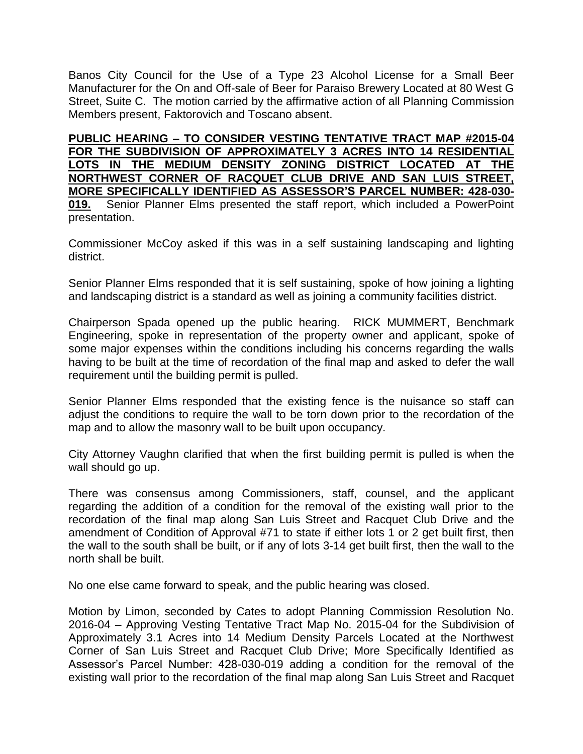Banos City Council for the Use of a Type 23 Alcohol License for a Small Beer Manufacturer for the On and Off-sale of Beer for Paraiso Brewery Located at 80 West G Street, Suite C. The motion carried by the affirmative action of all Planning Commission Members present, Faktorovich and Toscano absent.

**PUBLIC HEARING – TO CONSIDER VESTING TENTATIVE TRACT MAP #2015-04 FOR THE SUBDIVISION OF APPROXIMATELY 3 ACRES INTO 14 RESIDENTIAL LOTS IN THE MEDIUM DENSITY ZONING DISTRICT LOCATED AT THE NORTHWEST CORNER OF RACQUET CLUB DRIVE AND SAN LUIS STREET, MORE SPECIFICALLY IDENTIFIED AS ASSESSOR'S PARCEL NUMBER: 428-030-019.** Senior Planner Elms presented the staff report, which included a PowerPoint presentation.

Commissioner McCoy asked if this was in a self sustaining landscaping and lighting district.

Senior Planner Elms responded that it is self sustaining, spoke of how joining a lighting and landscaping district is a standard as well as joining a community facilities district.

Chairperson Spada opened up the public hearing. RICK MUMMERT, Benchmark Engineering, spoke in representation of the property owner and applicant, spoke of some major expenses within the conditions including his concerns regarding the walls having to be built at the time of recordation of the final map and asked to defer the wall requirement until the building permit is pulled.

Senior Planner Elms responded that the existing fence is the nuisance so staff can adjust the conditions to require the wall to be torn down prior to the recordation of the map and to allow the masonry wall to be built upon occupancy.

City Attorney Vaughn clarified that when the first building permit is pulled is when the wall should go up.

There was consensus among Commissioners, staff, counsel, and the applicant regarding the addition of a condition for the removal of the existing wall prior to the recordation of the final map along San Luis Street and Racquet Club Drive and the amendment of Condition of Approval #71 to state if either lots 1 or 2 get built first, then the wall to the south shall be built, or if any of lots 3-14 get built first, then the wall to the north shall be built.

No one else came forward to speak, and the public hearing was closed.

Motion by Limon, seconded by Cates to adopt Planning Commission Resolution No. 2016-04 – Approving Vesting Tentative Tract Map No. 2015-04 for the Subdivision of Approximately 3.1 Acres into 14 Medium Density Parcels Located at the Northwest Corner of San Luis Street and Racquet Club Drive; More Specifically Identified as Assessor's Parcel Number: 428-030-019 adding a condition for the removal of the existing wall prior to the recordation of the final map along San Luis Street and Racquet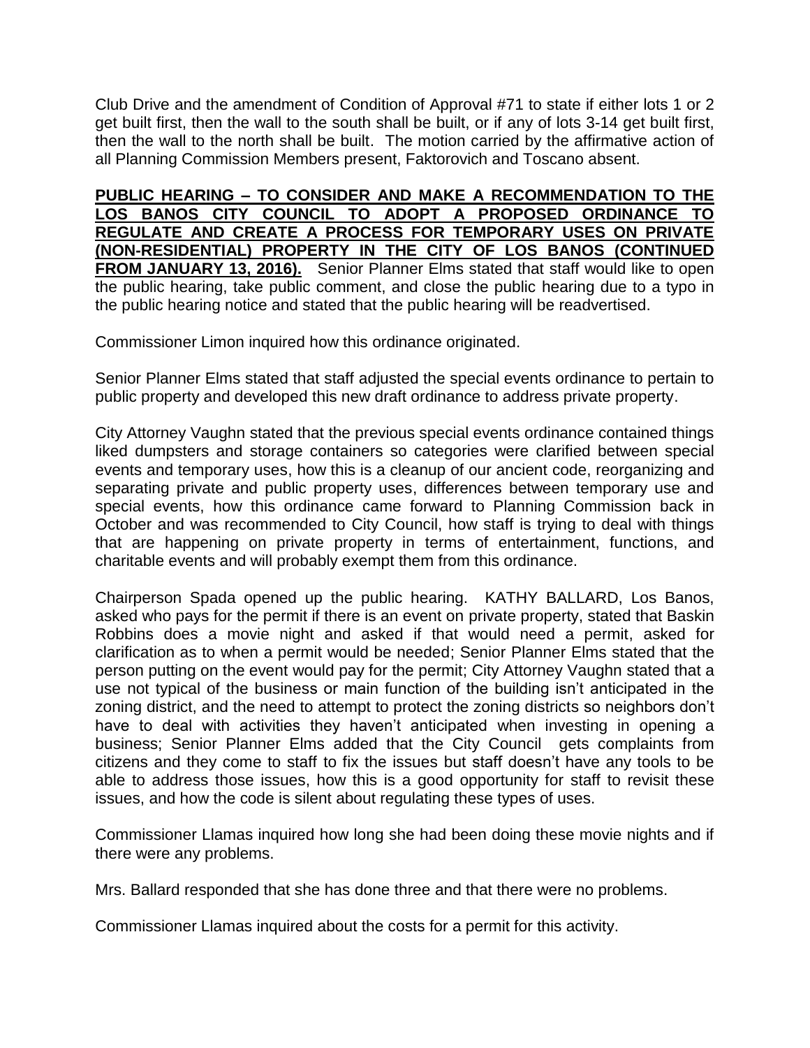Club Drive and the amendment of Condition of Approval #71 to state if either lots 1 or 2 get built first, then the wall to the south shall be built, or if any of lots 3-14 get built first, then the wall to the north shall be built. The motion carried by the affirmative action of all Planning Commission Members present, Faktorovich and Toscano absent.

**PUBLIC HEARING – TO CONSIDER AND MAKE A RECOMMENDATION TO THE LOS BANOS CITY COUNCIL TO ADOPT A PROPOSED ORDINANCE TO REGULATE AND CREATE A PROCESS FOR TEMPORARY USES ON PRIVATE (NON-RESIDENTIAL) PROPERTY IN THE CITY OF LOS BANOS (CONTINUED FROM JANUARY 13, 2016).** Senior Planner Elms stated that staff would like to open the public hearing, take public comment, and close the public hearing due to a typo in the public hearing notice and stated that the public hearing will be readvertised.

Commissioner Limon inquired how this ordinance originated.

Senior Planner Elms stated that staff adjusted the special events ordinance to pertain to public property and developed this new draft ordinance to address private property.

City Attorney Vaughn stated that the previous special events ordinance contained things liked dumpsters and storage containers so categories were clarified between special events and temporary uses, how this is a cleanup of our ancient code, reorganizing and separating private and public property uses, differences between temporary use and special events, how this ordinance came forward to Planning Commission back in October and was recommended to City Council, how staff is trying to deal with things that are happening on private property in terms of entertainment, functions, and charitable events and will probably exempt them from this ordinance.

Chairperson Spada opened up the public hearing. KATHY BALLARD, Los Banos, asked who pays for the permit if there is an event on private property, stated that Baskin Robbins does a movie night and asked if that would need a permit, asked for clarification as to when a permit would be needed; Senior Planner Elms stated that the person putting on the event would pay for the permit; City Attorney Vaughn stated that a use not typical of the business or main function of the building isn't anticipated in the zoning district, and the need to attempt to protect the zoning districts so neighbors don't have to deal with activities they haven't anticipated when investing in opening a business; Senior Planner Elms added that the City Council gets complaints from citizens and they come to staff to fix the issues but staff doesn't have any tools to be able to address those issues, how this is a good opportunity for staff to revisit these issues, and how the code is silent about regulating these types of uses.

Commissioner Llamas inquired how long she had been doing these movie nights and if there were any problems.

Mrs. Ballard responded that she has done three and that there were no problems.

Commissioner Llamas inquired about the costs for a permit for this activity.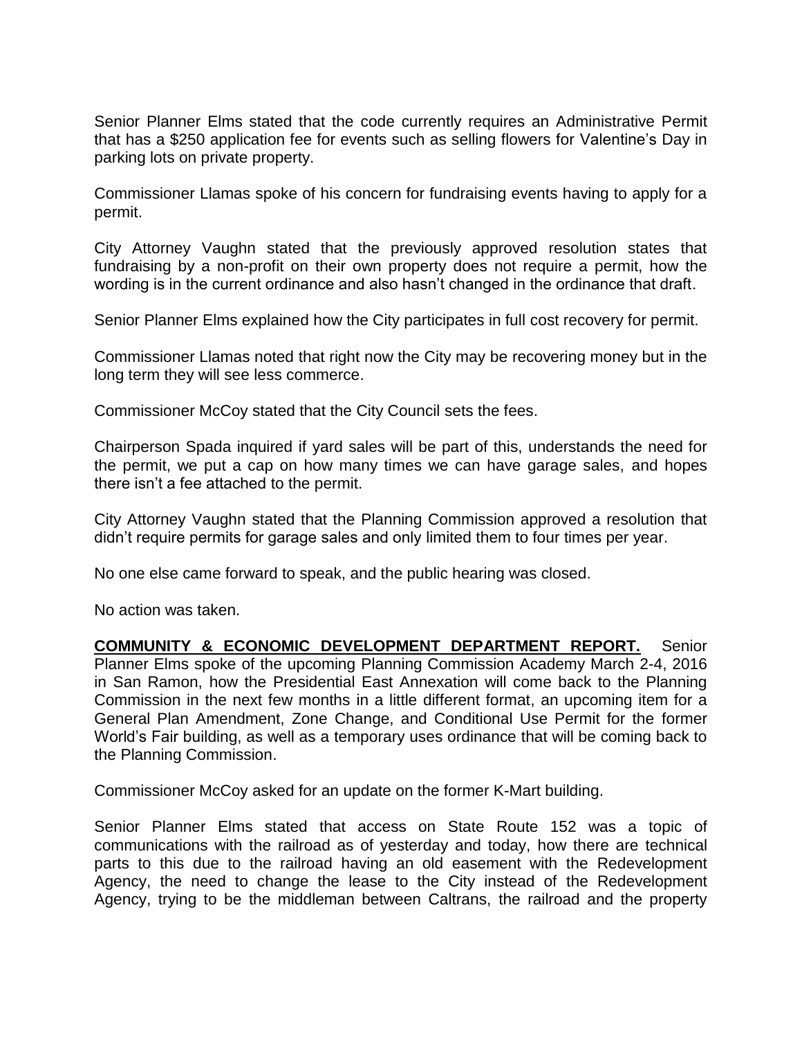Senior Planner Elms stated that the code currently requires an Administrative Permit that has a $250 application fee for events such as selling flowers for Valentine's Day in parking lots on private property.

Commissioner Llamas spoke of his concern for fundraising events having to apply for a permit.

City Attorney Vaughn stated that the previously approved resolution states that fundraising by a non-profit on their own property does not require a permit, how the wording is in the current ordinance and also hasn't changed in the ordinance that draft.

Senior Planner Elms explained how the City participates in full cost recovery for permit.

Commissioner Llamas noted that right now the City may be recovering money but in the long term they will see less commerce.

Commissioner McCoy stated that the City Council sets the fees.

Chairperson Spada inquired if yard sales will be part of this, understands the need for the permit, we put a cap on how many times we can have garage sales, and hopes there isn't a fee attached to the permit.

City Attorney Vaughn stated that the Planning Commission approved a resolution that didn't require permits for garage sales and only limited them to four times per year.

No one else came forward to speak, and the public hearing was closed.

No action was taken.

**COMMUNITY & ECONOMIC DEVELOPMENT DEPARTMENT REPORT.** Senior Planner Elms spoke of the upcoming Planning Commission Academy March 2-4, 2016 in San Ramon, how the Presidential East Annexation will come back to the Planning Commission in the next few months in a little different format, an upcoming item for a General Plan Amendment, Zone Change, and Conditional Use Permit for the former World's Fair building, as well as a temporary uses ordinance that will be coming back to the Planning Commission.

Commissioner McCoy asked for an update on the former K-Mart building.

Senior Planner Elms stated that access on State Route 152 was a topic of communications with the railroad as of yesterday and today, how there are technical parts to this due to the railroad having an old easement with the Redevelopment Agency, the need to change the lease to the City instead of the Redevelopment Agency, trying to be the middleman between Caltrans, the railroad and the property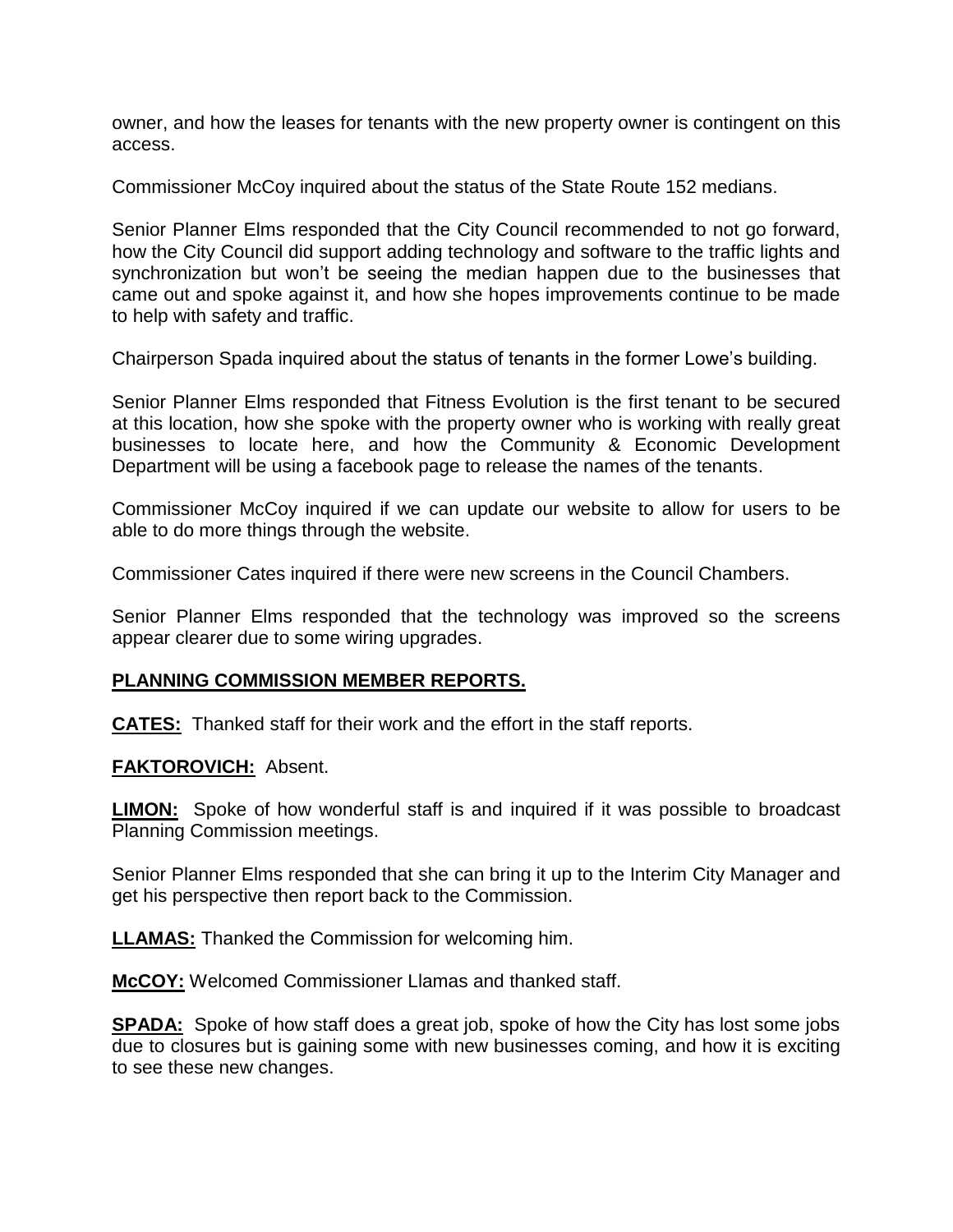owner, and how the leases for tenants with the new property owner is contingent on this access.

Commissioner McCoy inquired about the status of the State Route 152 medians.

Senior Planner Elms responded that the City Council recommended to not go forward, how the City Council did support adding technology and software to the traffic lights and synchronization but won't be seeing the median happen due to the businesses that came out and spoke against it, and how she hopes improvements continue to be made to help with safety and traffic.

Chairperson Spada inquired about the status of tenants in the former Lowe's building.

Senior Planner Elms responded that Fitness Evolution is the first tenant to be secured at this location, how she spoke with the property owner who is working with really great businesses to locate here, and how the Community & Economic Development Department will be using a facebook page to release the names of the tenants.

Commissioner McCoy inquired if we can update our website to allow for users to be able to do more things through the website.

Commissioner Cates inquired if there were new screens in the Council Chambers.

Senior Planner Elms responded that the technology was improved so the screens appear clearer due to some wiring upgrades.

**PLANNING COMMISSION MEMBER REPORTS.**

**CATES:** Thanked staff for their work and the effort in the staff reports.

**FAKTOROVICH:** Absent.

**LIMON:** Spoke of how wonderful staff is and inquired if it was possible to broadcast Planning Commission meetings.

Senior Planner Elms responded that she can bring it up to the Interim City Manager and get his perspective then report back to the Commission.

**LLAMAS:** Thanked the Commission for welcoming him.

**McCOY:** Welcomed Commissioner Llamas and thanked staff.

**SPADA:** Spoke of how staff does a great job, spoke of how the City has lost some jobs due to closures but is gaining some with new businesses coming, and how it is exciting to see these new changes.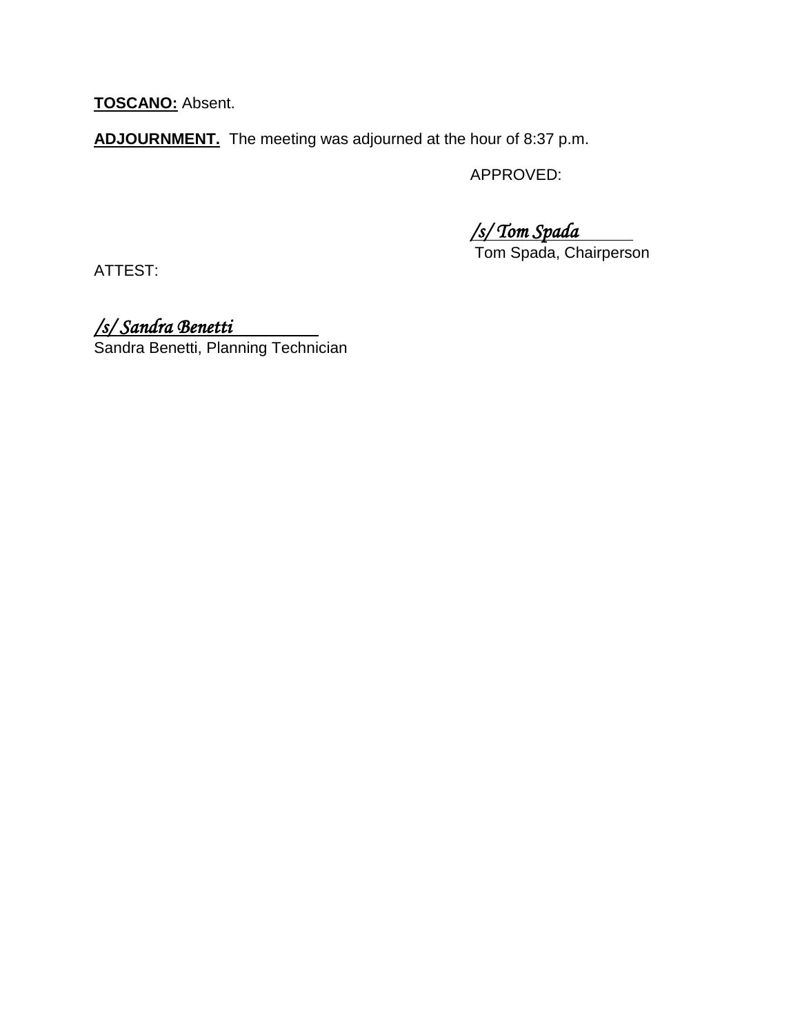**TOSCANO:** Absent.

**ADJOURNMENT.** The meeting was adjourned at the hour of 8:37 p.m.

APPROVED:

*/s/ Tom Spada*
Tom Spada, Chairperson

ATTEST:

*/s/ Sandra Benetti*
Sandra Benetti, Planning Technician